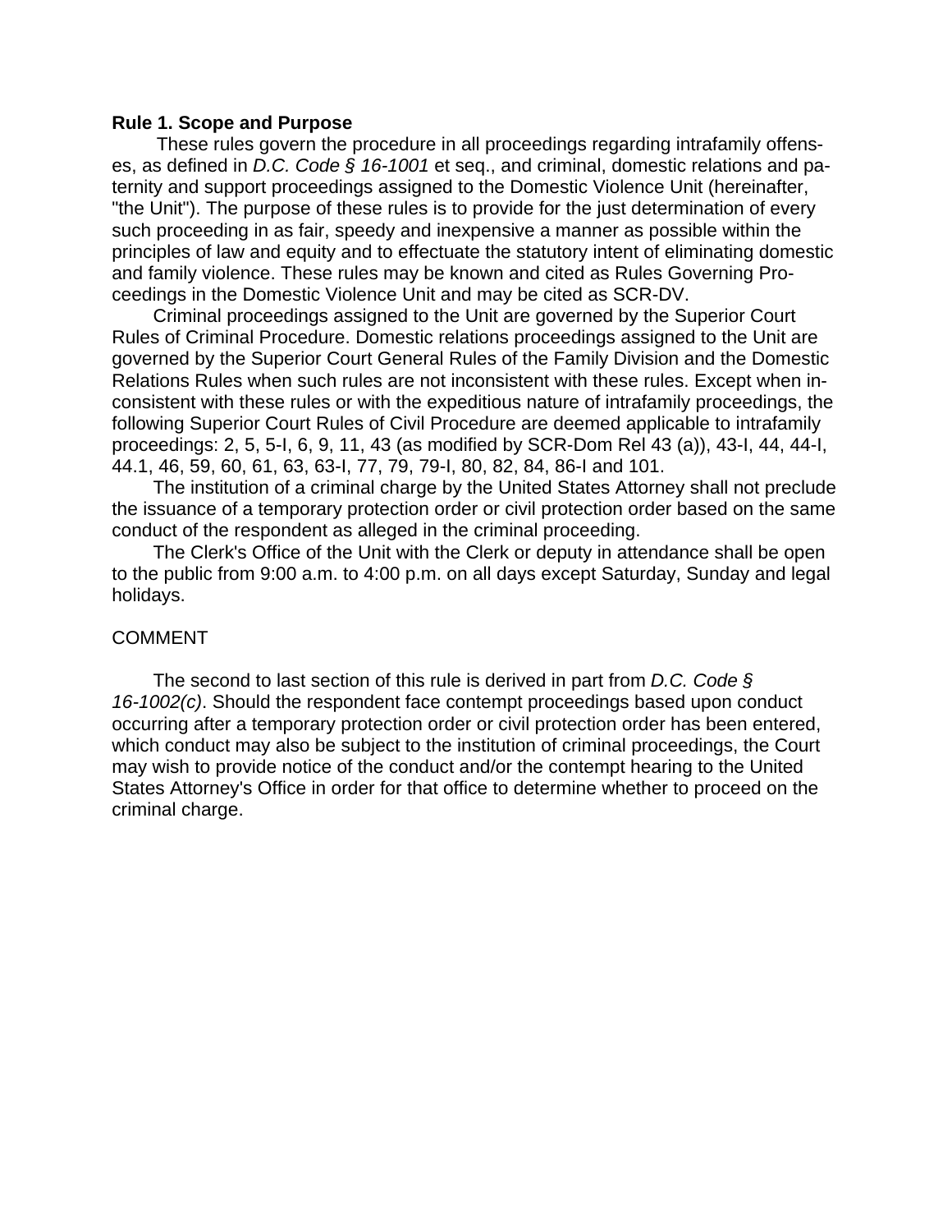## Rule 1. Scope and Purpose

These rules govern the procedure in all proceedings regarding intrafamily offenses, as defined in *D.C. Code § 16-1001* et seq., and criminal, domestic relations and paternity and support proceedings assigned to the Domestic Violence Unit (hereinafter, "the Unit"). The purpose of these rules is to provide for the just determination of every such proceeding in as fair, speedy and inexpensive a manner as possible within the principles of law and equity and to effectuate the statutory intent of eliminating domestic and family violence. These rules may be known and cited as Rules Governing Proceedings in the Domestic Violence Unit and may be cited as SCR-DV.

Criminal proceedings assigned to the Unit are governed by the Superior Court Rules of Criminal Procedure. Domestic relations proceedings assigned to the Unit are governed by the Superior Court General Rules of the Family Division and the Domestic Relations Rules when such rules are not inconsistent with these rules. Except when inconsistent with these rules or with the expeditious nature of intrafamily proceedings, the following Superior Court Rules of Civil Procedure are deemed applicable to intrafamily proceedings: 2, 5, 5-I, 6, 9, 11, 43 (as modified by SCR-Dom Rel 43 (a)), 43-I, 44, 44-I, 44.1, 46, 59, 60, 61, 63, 63-I, 77, 79, 79-I, 80, 82, 84, 86-I and 101.

The institution of a criminal charge by the United States Attorney shall not preclude the issuance of a temporary protection order or civil protection order based on the same conduct of the respondent as alleged in the criminal proceeding.

The Clerk's Office of the Unit with the Clerk or deputy in attendance shall be open to the public from 9:00 a.m. to 4:00 p.m. on all days except Saturday, Sunday and legal holidays.

COMMENT

The second to last section of this rule is derived in part from *D.C. Code § 16-1002(c)*. Should the respondent face contempt proceedings based upon conduct occurring after a temporary protection order or civil protection order has been entered, which conduct may also be subject to the institution of criminal proceedings, the Court may wish to provide notice of the conduct and/or the contempt hearing to the United States Attorney's Office in order for that office to determine whether to proceed on the criminal charge.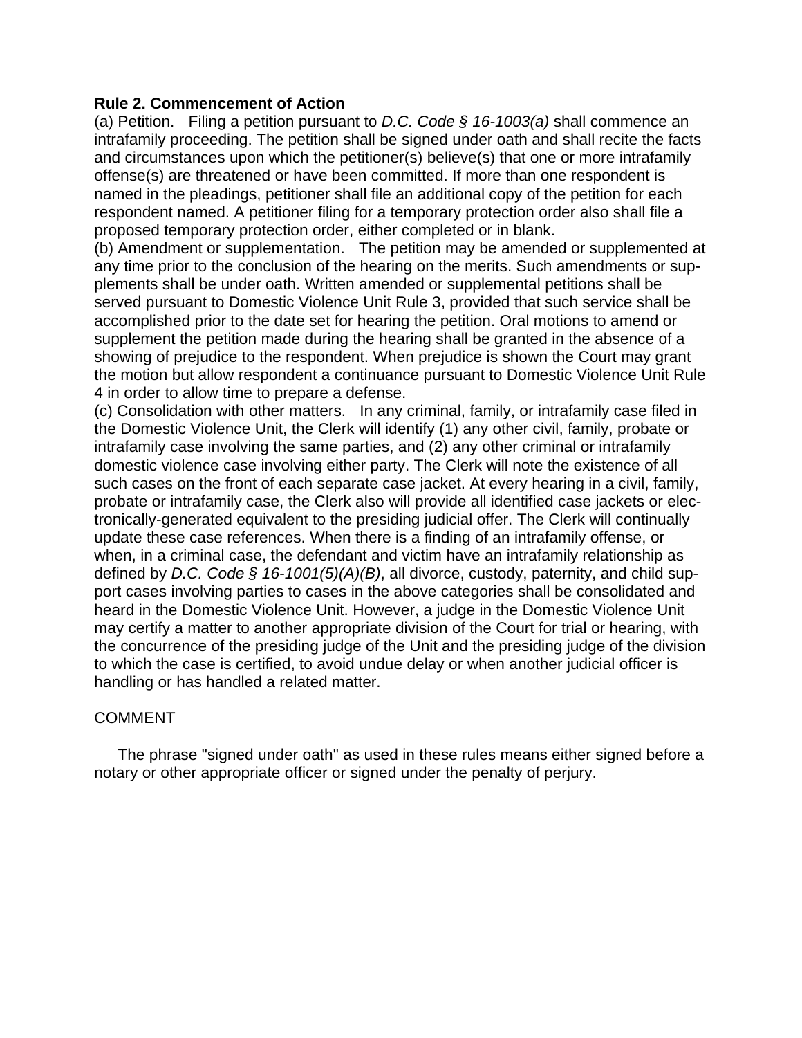**Rule 2. Commencement of Action**

(a) Petition. Filing a petition pursuant to *D.C. Code § 16-1003(a)* shall commence an intrafamily proceeding. The petition shall be signed under oath and shall recite the facts and circumstances upon which the petitioner(s) believe(s) that one or more intrafamily offense(s) are threatened or have been committed. If more than one respondent is named in the pleadings, petitioner shall file an additional copy of the petition for each respondent named. A petitioner filing for a temporary protection order also shall file a proposed temporary protection order, either completed or in blank.

(b) Amendment or supplementation. The petition may be amended or supplemented at any time prior to the conclusion of the hearing on the merits. Such amendments or supplements shall be under oath. Written amended or supplemental petitions shall be served pursuant to Domestic Violence Unit Rule 3, provided that such service shall be accomplished prior to the date set for hearing the petition. Oral motions to amend or supplement the petition made during the hearing shall be granted in the absence of a showing of prejudice to the respondent. When prejudice is shown the Court may grant the motion but allow respondent a continuance pursuant to Domestic Violence Unit Rule 4 in order to allow time to prepare a defense.

(c) Consolidation with other matters. In any criminal, family, or intrafamily case filed in the Domestic Violence Unit, the Clerk will identify (1) any other civil, family, probate or intrafamily case involving the same parties, and (2) any other criminal or intrafamily domestic violence case involving either party. The Clerk will note the existence of all such cases on the front of each separate case jacket. At every hearing in a civil, family, probate or intrafamily case, the Clerk also will provide all identified case jackets or electronically-generated equivalent to the presiding judicial offer. The Clerk will continually update these case references. When there is a finding of an intrafamily offense, or when, in a criminal case, the defendant and victim have an intrafamily relationship as defined by *D.C. Code § 16-1001(5)(A)(B)*, all divorce, custody, paternity, and child support cases involving parties to cases in the above categories shall be consolidated and heard in the Domestic Violence Unit. However, a judge in the Domestic Violence Unit may certify a matter to another appropriate division of the Court for trial or hearing, with the concurrence of the presiding judge of the Unit and the presiding judge of the division to which the case is certified, to avoid undue delay or when another judicial officer is handling or has handled a related matter.

COMMENT

The phrase "signed under oath" as used in these rules means either signed before a notary or other appropriate officer or signed under the penalty of perjury.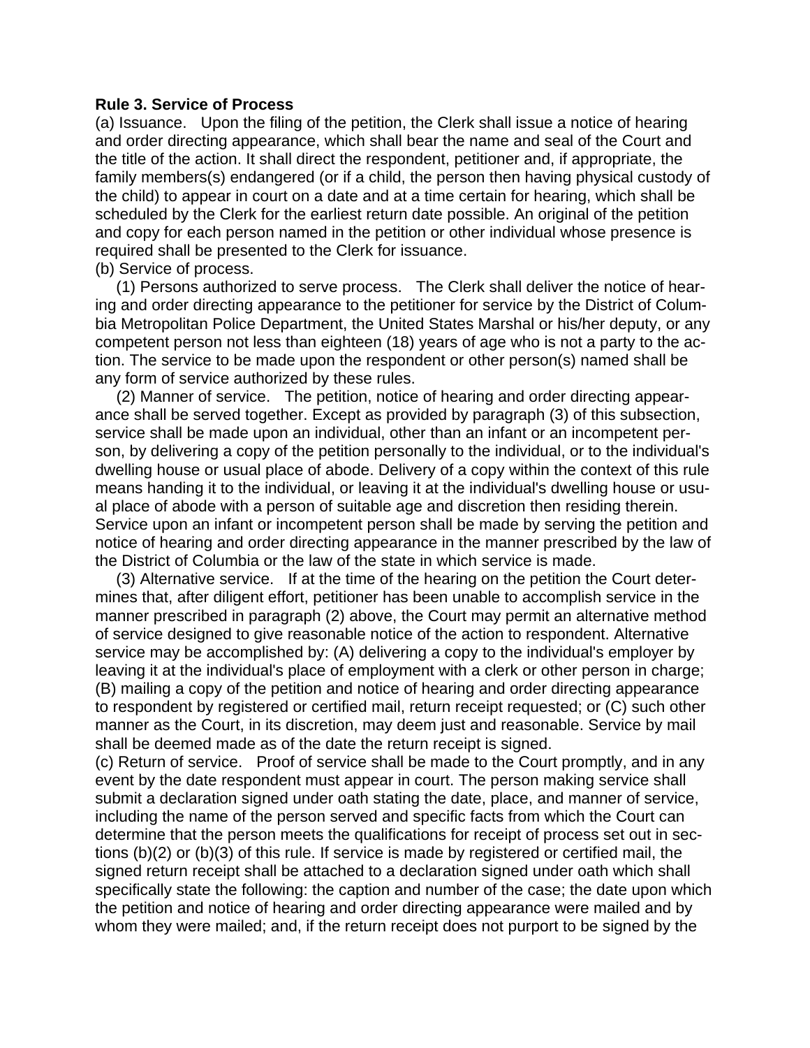**Rule 3. Service of Process**

(a) Issuance. Upon the filing of the petition, the Clerk shall issue a notice of hearing and order directing appearance, which shall bear the name and seal of the Court and the title of the action. It shall direct the respondent, petitioner and, if appropriate, the family members(s) endangered (or if a child, the person then having physical custody of the child) to appear in court on a date and at a time certain for hearing, which shall be scheduled by the Clerk for the earliest return date possible. An original of the petition and copy for each person named in the petition or other individual whose presence is required shall be presented to the Clerk for issuance.

(b) Service of process.

(1) Persons authorized to serve process. The Clerk shall deliver the notice of hearing and order directing appearance to the petitioner for service by the District of Columbia Metropolitan Police Department, the United States Marshal or his/her deputy, or any competent person not less than eighteen (18) years of age who is not a party to the action. The service to be made upon the respondent or other person(s) named shall be any form of service authorized by these rules.

(2) Manner of service. The petition, notice of hearing and order directing appearance shall be served together. Except as provided by paragraph (3) of this subsection, service shall be made upon an individual, other than an infant or an incompetent person, by delivering a copy of the petition personally to the individual, or to the individual's dwelling house or usual place of abode. Delivery of a copy within the context of this rule means handing it to the individual, or leaving it at the individual's dwelling house or usual place of abode with a person of suitable age and discretion then residing therein. Service upon an infant or incompetent person shall be made by serving the petition and notice of hearing and order directing appearance in the manner prescribed by the law of the District of Columbia or the law of the state in which service is made.

(3) Alternative service. If at the time of the hearing on the petition the Court determines that, after diligent effort, petitioner has been unable to accomplish service in the manner prescribed in paragraph (2) above, the Court may permit an alternative method of service designed to give reasonable notice of the action to respondent. Alternative service may be accomplished by: (A) delivering a copy to the individual's employer by leaving it at the individual's place of employment with a clerk or other person in charge; (B) mailing a copy of the petition and notice of hearing and order directing appearance to respondent by registered or certified mail, return receipt requested; or (C) such other manner as the Court, in its discretion, may deem just and reasonable. Service by mail shall be deemed made as of the date the return receipt is signed.

(c) Return of service. Proof of service shall be made to the Court promptly, and in any event by the date respondent must appear in court. The person making service shall submit a declaration signed under oath stating the date, place, and manner of service, including the name of the person served and specific facts from which the Court can determine that the person meets the qualifications for receipt of process set out in sections (b)(2) or (b)(3) of this rule. If service is made by registered or certified mail, the signed return receipt shall be attached to a declaration signed under oath which shall specifically state the following: the caption and number of the case; the date upon which the petition and notice of hearing and order directing appearance were mailed and by whom they were mailed; and, if the return receipt does not purport to be signed by the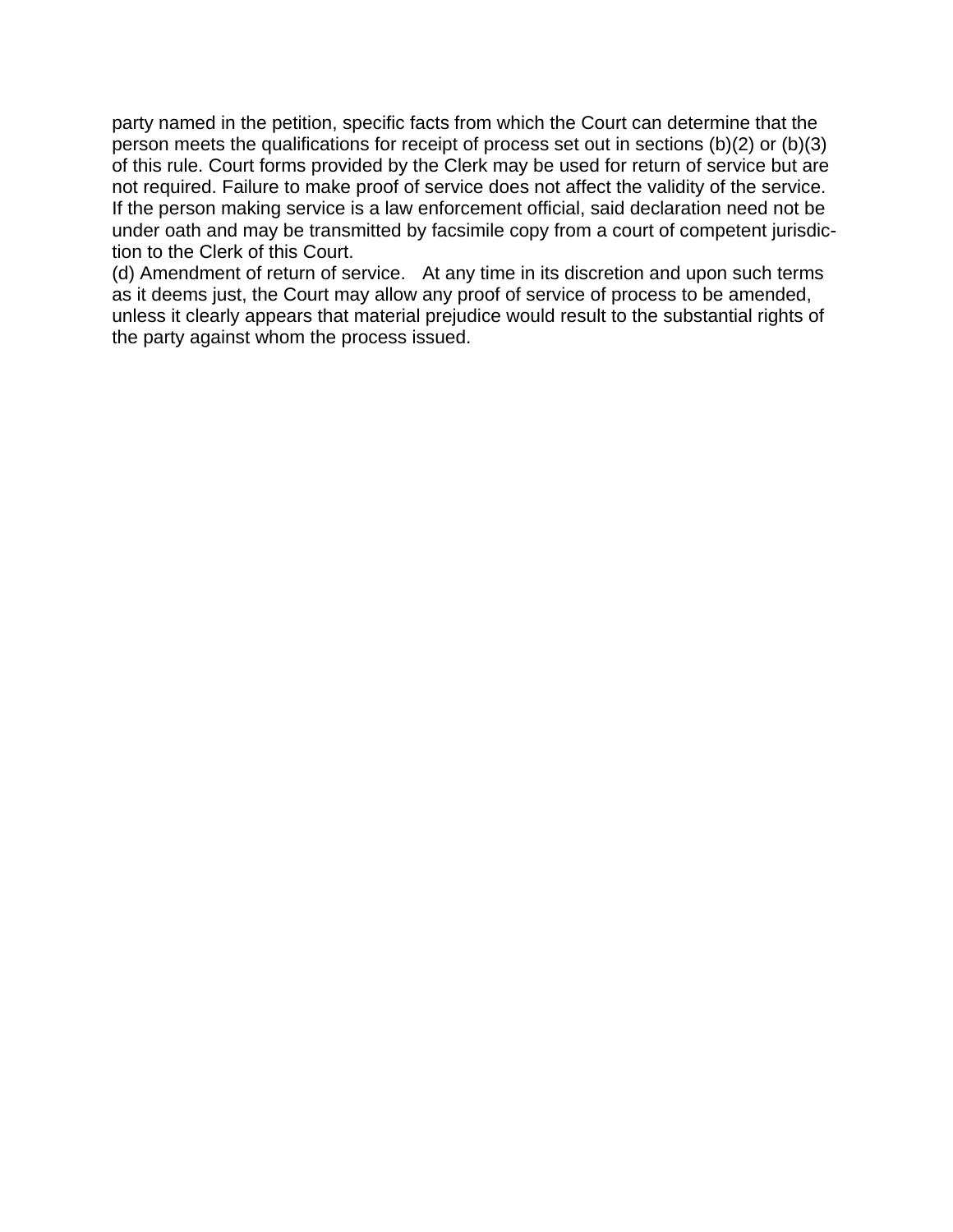party named in the petition, specific facts from which the Court can determine that the person meets the qualifications for receipt of process set out in sections (b)(2) or (b)(3) of this rule. Court forms provided by the Clerk may be used for return of service but are not required. Failure to make proof of service does not affect the validity of the service. If the person making service is a law enforcement official, said declaration need not be under oath and may be transmitted by facsimile copy from a court of competent jurisdiction to the Clerk of this Court.

(d) Amendment of return of service. At any time in its discretion and upon such terms as it deems just, the Court may allow any proof of service of process to be amended, unless it clearly appears that material prejudice would result to the substantial rights of the party against whom the process issued.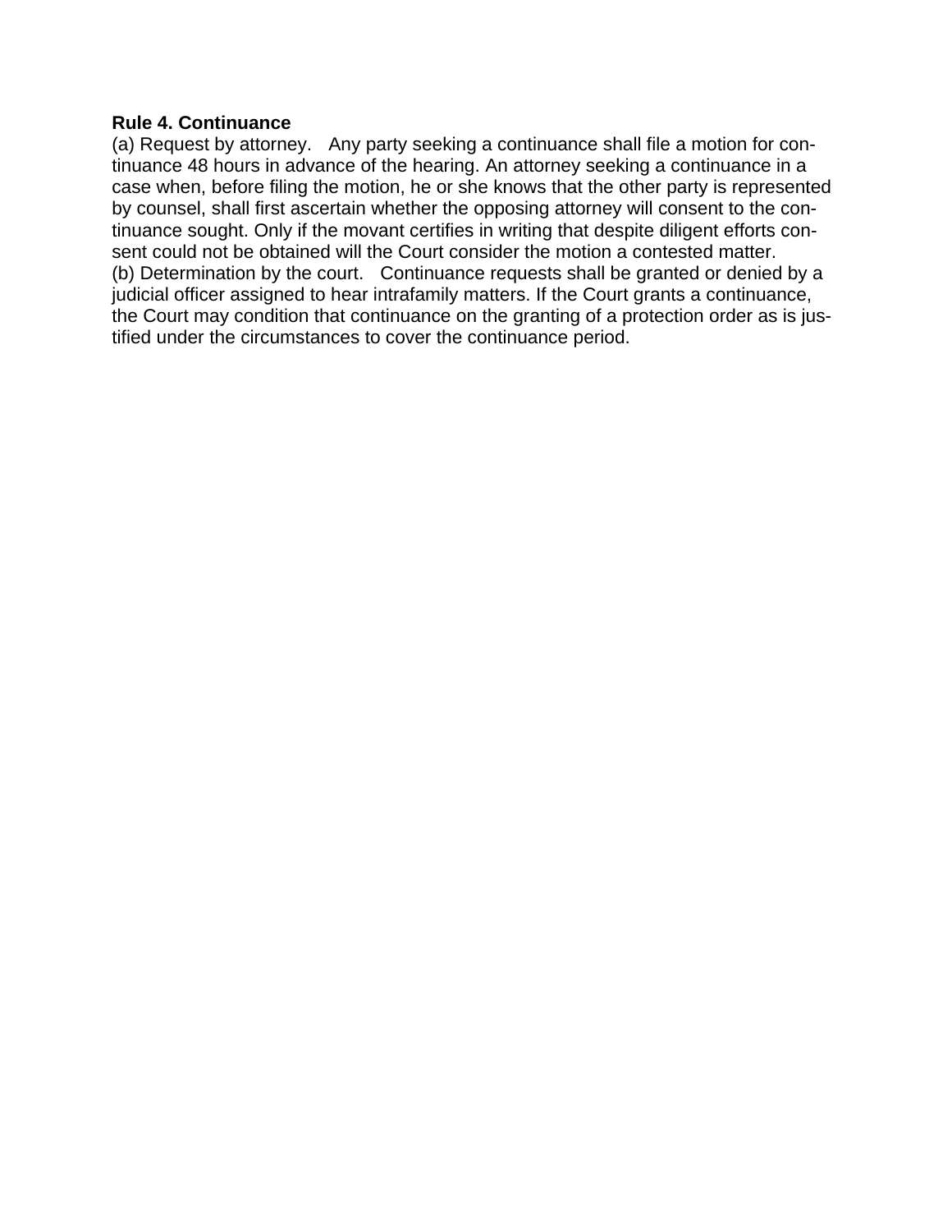**Rule 4. Continuance**

(a) Request by attorney. Any party seeking a continuance shall file a motion for continuance 48 hours in advance of the hearing. An attorney seeking a continuance in a case when, before filing the motion, he or she knows that the other party is represented by counsel, shall first ascertain whether the opposing attorney will consent to the continuance sought. Only if the movant certifies in writing that despite diligent efforts consent could not be obtained will the Court consider the motion a contested matter.

(b) Determination by the court. Continuance requests shall be granted or denied by a judicial officer assigned to hear intrafamily matters. If the Court grants a continuance, the Court may condition that continuance on the granting of a protection order as is justified under the circumstances to cover the continuance period.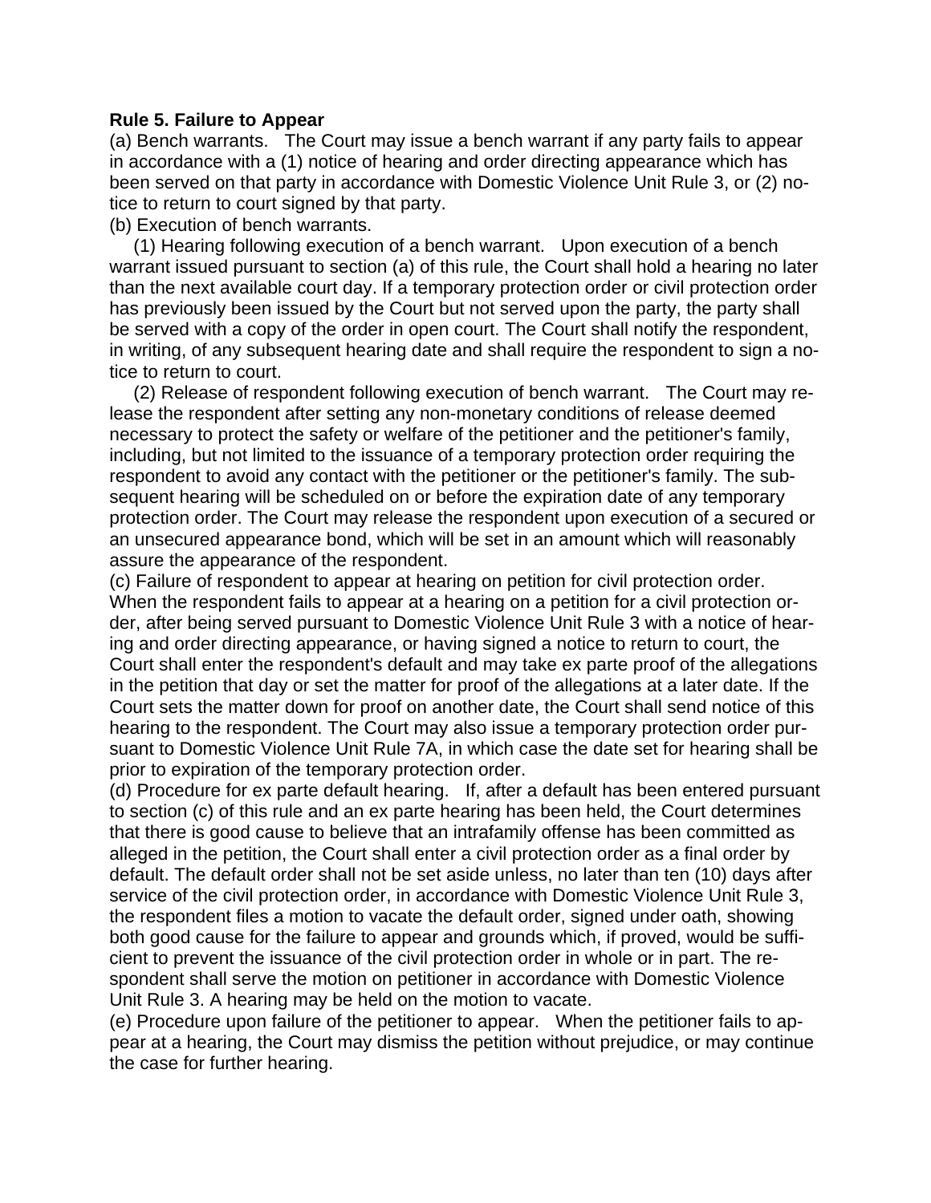**Rule 5. Failure to Appear**

(a) Bench warrants. The Court may issue a bench warrant if any party fails to appear in accordance with a (1) notice of hearing and order directing appearance which has been served on that party in accordance with Domestic Violence Unit Rule 3, or (2) notice to return to court signed by that party.

(b) Execution of bench warrants.

(1) Hearing following execution of a bench warrant. Upon execution of a bench warrant issued pursuant to section (a) of this rule, the Court shall hold a hearing no later than the next available court day. If a temporary protection order or civil protection order has previously been issued by the Court but not served upon the party, the party shall be served with a copy of the order in open court. The Court shall notify the respondent, in writing, of any subsequent hearing date and shall require the respondent to sign a notice to return to court.

(2) Release of respondent following execution of bench warrant. The Court may release the respondent after setting any non-monetary conditions of release deemed necessary to protect the safety or welfare of the petitioner and the petitioner's family, including, but not limited to the issuance of a temporary protection order requiring the respondent to avoid any contact with the petitioner or the petitioner's family. The subsequent hearing will be scheduled on or before the expiration date of any temporary protection order. The Court may release the respondent upon execution of a secured or an unsecured appearance bond, which will be set in an amount which will reasonably assure the appearance of the respondent.

(c) Failure of respondent to appear at hearing on petition for civil protection order. When the respondent fails to appear at a hearing on a petition for a civil protection order, after being served pursuant to Domestic Violence Unit Rule 3 with a notice of hearing and order directing appearance, or having signed a notice to return to court, the Court shall enter the respondent's default and may take ex parte proof of the allegations in the petition that day or set the matter for proof of the allegations at a later date. If the Court sets the matter down for proof on another date, the Court shall send notice of this hearing to the respondent. The Court may also issue a temporary protection order pursuant to Domestic Violence Unit Rule 7A, in which case the date set for hearing shall be prior to expiration of the temporary protection order.

(d) Procedure for ex parte default hearing. If, after a default has been entered pursuant to section (c) of this rule and an ex parte hearing has been held, the Court determines that there is good cause to believe that an intrafamily offense has been committed as alleged in the petition, the Court shall enter a civil protection order as a final order by default. The default order shall not be set aside unless, no later than ten (10) days after service of the civil protection order, in accordance with Domestic Violence Unit Rule 3, the respondent files a motion to vacate the default order, signed under oath, showing both good cause for the failure to appear and grounds which, if proved, would be sufficient to prevent the issuance of the civil protection order in whole or in part. The respondent shall serve the motion on petitioner in accordance with Domestic Violence Unit Rule 3. A hearing may be held on the motion to vacate.

(e) Procedure upon failure of the petitioner to appear. When the petitioner fails to appear at a hearing, the Court may dismiss the petition without prejudice, or may continue the case for further hearing.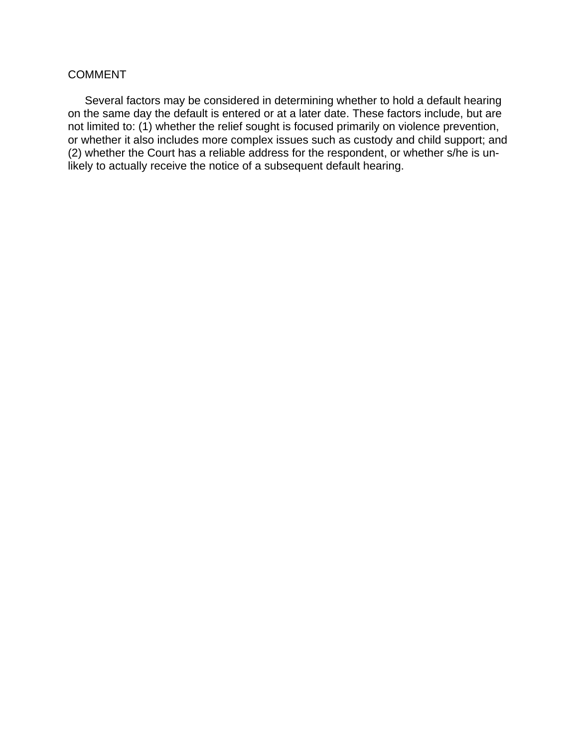COMMENT

Several factors may be considered in determining whether to hold a default hearing on the same day the default is entered or at a later date. These factors include, but are not limited to: (1) whether the relief sought is focused primarily on violence prevention, or whether it also includes more complex issues such as custody and child support; and (2) whether the Court has a reliable address for the respondent, or whether s/he is unlikely to actually receive the notice of a subsequent default hearing.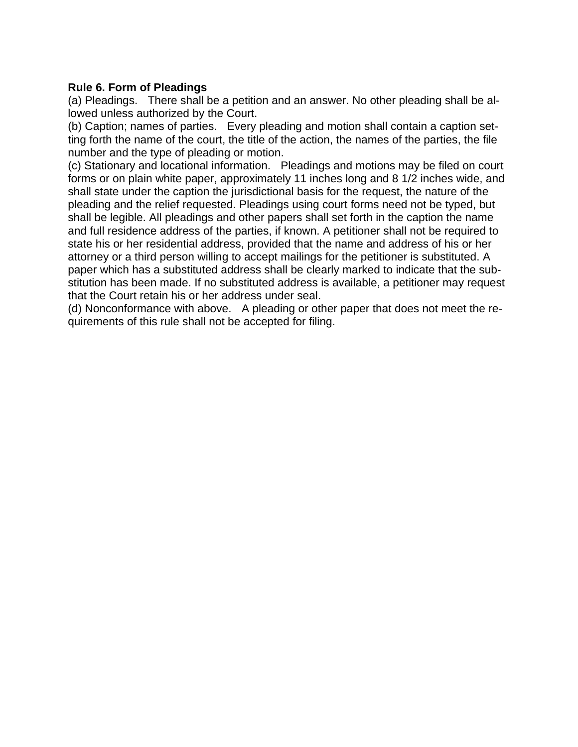**Rule 6. Form of Pleadings**

(a) Pleadings. There shall be a petition and an answer. No other pleading shall be allowed unless authorized by the Court.

(b) Caption; names of parties. Every pleading and motion shall contain a caption setting forth the name of the court, the title of the action, the names of the parties, the file number and the type of pleading or motion.

(c) Stationary and locational information. Pleadings and motions may be filed on court forms or on plain white paper, approximately 11 inches long and 8 1/2 inches wide, and shall state under the caption the jurisdictional basis for the request, the nature of the pleading and the relief requested. Pleadings using court forms need not be typed, but shall be legible. All pleadings and other papers shall set forth in the caption the name and full residence address of the parties, if known. A petitioner shall not be required to state his or her residential address, provided that the name and address of his or her attorney or a third person willing to accept mailings for the petitioner is substituted. A paper which has a substituted address shall be clearly marked to indicate that the substitution has been made. If no substituted address is available, a petitioner may request that the Court retain his or her address under seal.

(d) Nonconformance with above. A pleading or other paper that does not meet the requirements of this rule shall not be accepted for filing.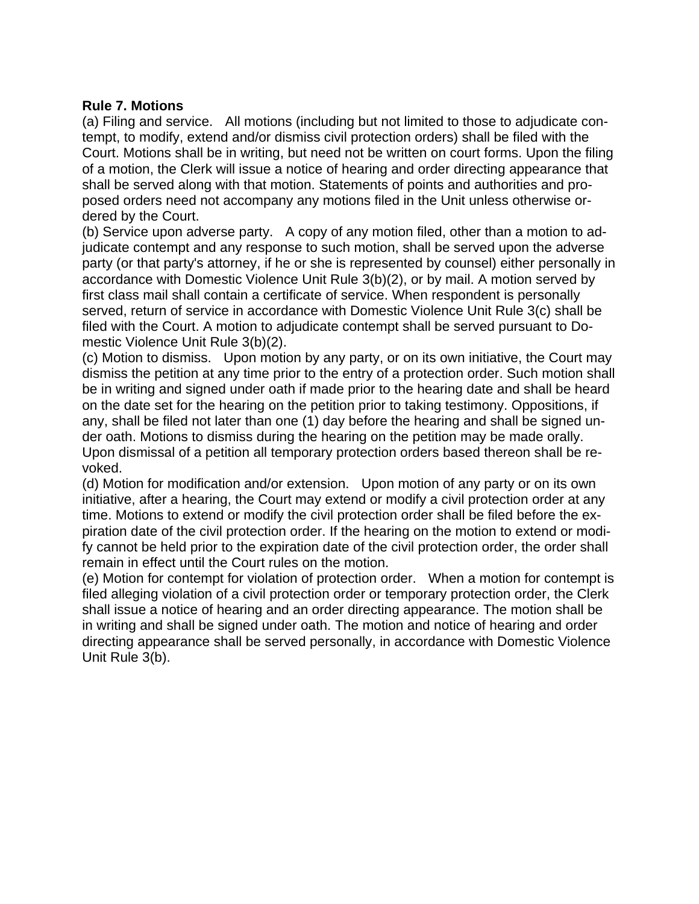**Rule 7. Motions**

(a) Filing and service. All motions (including but not limited to those to adjudicate contempt, to modify, extend and/or dismiss civil protection orders) shall be filed with the Court. Motions shall be in writing, but need not be written on court forms. Upon the filing of a motion, the Clerk will issue a notice of hearing and order directing appearance that shall be served along with that motion. Statements of points and authorities and proposed orders need not accompany any motions filed in the Unit unless otherwise ordered by the Court.

(b) Service upon adverse party. A copy of any motion filed, other than a motion to adjudicate contempt and any response to such motion, shall be served upon the adverse party (or that party's attorney, if he or she is represented by counsel) either personally in accordance with Domestic Violence Unit Rule 3(b)(2), or by mail. A motion served by first class mail shall contain a certificate of service. When respondent is personally served, return of service in accordance with Domestic Violence Unit Rule 3(c) shall be filed with the Court. A motion to adjudicate contempt shall be served pursuant to Domestic Violence Unit Rule 3(b)(2).

(c) Motion to dismiss. Upon motion by any party, or on its own initiative, the Court may dismiss the petition at any time prior to the entry of a protection order. Such motion shall be in writing and signed under oath if made prior to the hearing date and shall be heard on the date set for the hearing on the petition prior to taking testimony. Oppositions, if any, shall be filed not later than one (1) day before the hearing and shall be signed under oath. Motions to dismiss during the hearing on the petition may be made orally. Upon dismissal of a petition all temporary protection orders based thereon shall be revoked.

(d) Motion for modification and/or extension. Upon motion of any party or on its own initiative, after a hearing, the Court may extend or modify a civil protection order at any time. Motions to extend or modify the civil protection order shall be filed before the expiration date of the civil protection order. If the hearing on the motion to extend or modify cannot be held prior to the expiration date of the civil protection order, the order shall remain in effect until the Court rules on the motion.

(e) Motion for contempt for violation of protection order. When a motion for contempt is filed alleging violation of a civil protection order or temporary protection order, the Clerk shall issue a notice of hearing and an order directing appearance. The motion shall be in writing and shall be signed under oath. The motion and notice of hearing and order directing appearance shall be served personally, in accordance with Domestic Violence Unit Rule 3(b).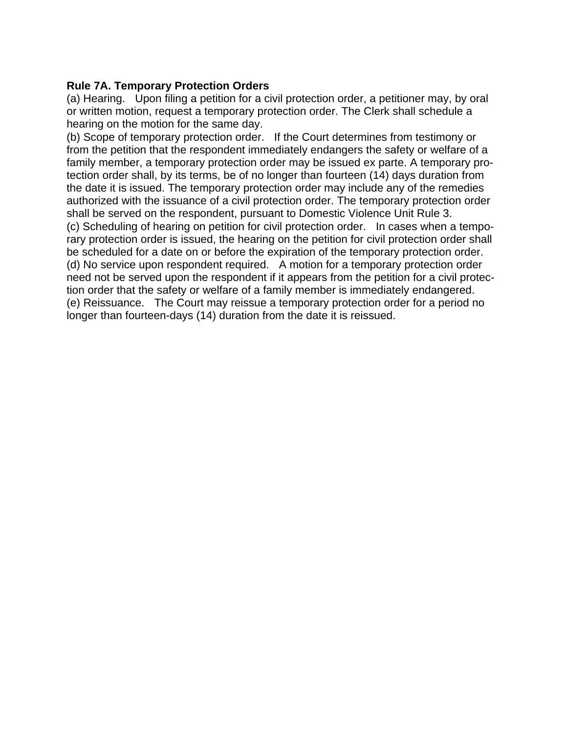**Rule 7A. Temporary Protection Orders**

(a) Hearing. Upon filing a petition for a civil protection order, a petitioner may, by oral or written motion, request a temporary protection order. The Clerk shall schedule a hearing on the motion for the same day.

(b) Scope of temporary protection order. If the Court determines from testimony or from the petition that the respondent immediately endangers the safety or welfare of a family member, a temporary protection order may be issued ex parte. A temporary protection order shall, by its terms, be of no longer than fourteen (14) days duration from the date it is issued. The temporary protection order may include any of the remedies authorized with the issuance of a civil protection order. The temporary protection order shall be served on the respondent, pursuant to Domestic Violence Unit Rule 3.

(c) Scheduling of hearing on petition for civil protection order. In cases when a temporary protection order is issued, the hearing on the petition for civil protection order shall be scheduled for a date on or before the expiration of the temporary protection order.

(d) No service upon respondent required. A motion for a temporary protection order need not be served upon the respondent if it appears from the petition for a civil protection order that the safety or welfare of a family member is immediately endangered.

(e) Reissuance. The Court may reissue a temporary protection order for a period no longer than fourteen-days (14) duration from the date it is reissued.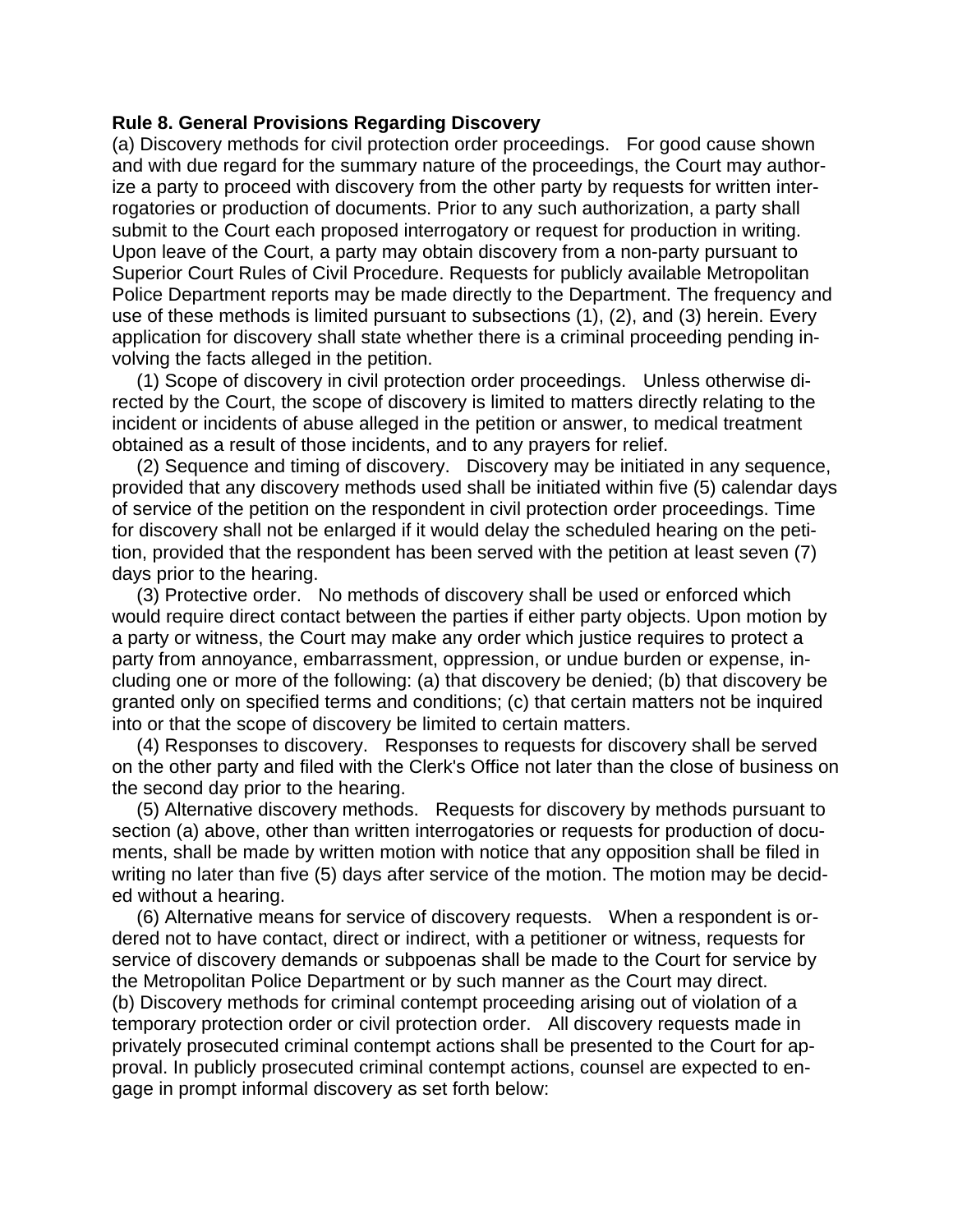**Rule 8. General Provisions Regarding Discovery**

(a) Discovery methods for civil protection order proceedings. For good cause shown and with due regard for the summary nature of the proceedings, the Court may authorize a party to proceed with discovery from the other party by requests for written interrogatories or production of documents. Prior to any such authorization, a party shall submit to the Court each proposed interrogatory or request for production in writing. Upon leave of the Court, a party may obtain discovery from a non-party pursuant to Superior Court Rules of Civil Procedure. Requests for publicly available Metropolitan Police Department reports may be made directly to the Department. The frequency and use of these methods is limited pursuant to subsections (1), (2), and (3) herein. Every application for discovery shall state whether there is a criminal proceeding pending involving the facts alleged in the petition.

(1) Scope of discovery in civil protection order proceedings. Unless otherwise directed by the Court, the scope of discovery is limited to matters directly relating to the incident or incidents of abuse alleged in the petition or answer, to medical treatment obtained as a result of those incidents, and to any prayers for relief.

(2) Sequence and timing of discovery. Discovery may be initiated in any sequence, provided that any discovery methods used shall be initiated within five (5) calendar days of service of the petition on the respondent in civil protection order proceedings. Time for discovery shall not be enlarged if it would delay the scheduled hearing on the petition, provided that the respondent has been served with the petition at least seven (7) days prior to the hearing.

(3) Protective order. No methods of discovery shall be used or enforced which would require direct contact between the parties if either party objects. Upon motion by a party or witness, the Court may make any order which justice requires to protect a party from annoyance, embarrassment, oppression, or undue burden or expense, including one or more of the following: (a) that discovery be denied; (b) that discovery be granted only on specified terms and conditions; (c) that certain matters not be inquired into or that the scope of discovery be limited to certain matters.

(4) Responses to discovery. Responses to requests for discovery shall be served on the other party and filed with the Clerk's Office not later than the close of business on the second day prior to the hearing.

(5) Alternative discovery methods. Requests for discovery by methods pursuant to section (a) above, other than written interrogatories or requests for production of documents, shall be made by written motion with notice that any opposition shall be filed in writing no later than five (5) days after service of the motion. The motion may be decided without a hearing.

(6) Alternative means for service of discovery requests. When a respondent is ordered not to have contact, direct or indirect, with a petitioner or witness, requests for service of discovery demands or subpoenas shall be made to the Court for service by the Metropolitan Police Department or by such manner as the Court may direct.

(b) Discovery methods for criminal contempt proceeding arising out of violation of a temporary protection order or civil protection order. All discovery requests made in privately prosecuted criminal contempt actions shall be presented to the Court for approval. In publicly prosecuted criminal contempt actions, counsel are expected to engage in prompt informal discovery as set forth below: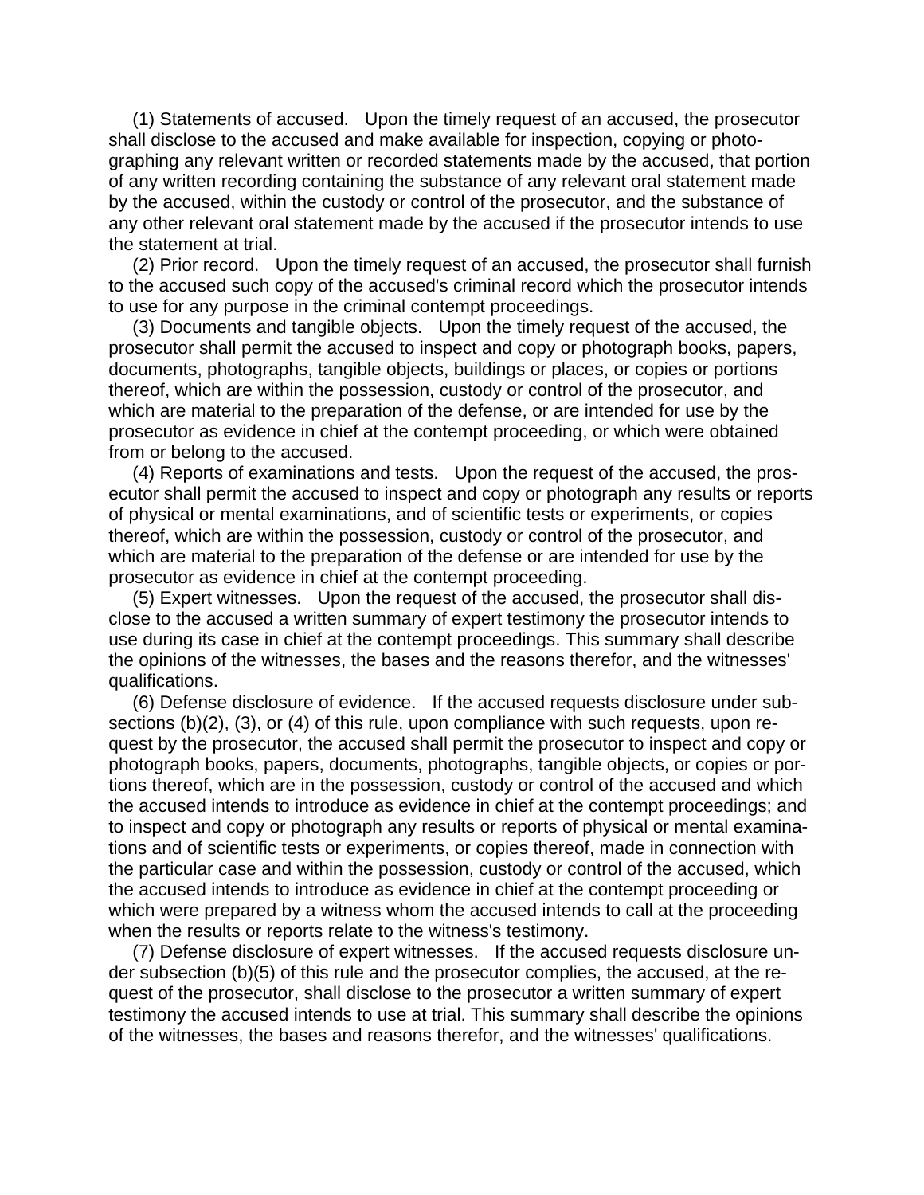(1) Statements of accused. Upon the timely request of an accused, the prosecutor shall disclose to the accused and make available for inspection, copying or photographing any relevant written or recorded statements made by the accused, that portion of any written recording containing the substance of any relevant oral statement made by the accused, within the custody or control of the prosecutor, and the substance of any other relevant oral statement made by the accused if the prosecutor intends to use the statement at trial.

(2) Prior record. Upon the timely request of an accused, the prosecutor shall furnish to the accused such copy of the accused's criminal record which the prosecutor intends to use for any purpose in the criminal contempt proceedings.

(3) Documents and tangible objects. Upon the timely request of the accused, the prosecutor shall permit the accused to inspect and copy or photograph books, papers, documents, photographs, tangible objects, buildings or places, or copies or portions thereof, which are within the possession, custody or control of the prosecutor, and which are material to the preparation of the defense, or are intended for use by the prosecutor as evidence in chief at the contempt proceeding, or which were obtained from or belong to the accused.

(4) Reports of examinations and tests. Upon the request of the accused, the prosecutor shall permit the accused to inspect and copy or photograph any results or reports of physical or mental examinations, and of scientific tests or experiments, or copies thereof, which are within the possession, custody or control of the prosecutor, and which are material to the preparation of the defense or are intended for use by the prosecutor as evidence in chief at the contempt proceeding.

(5) Expert witnesses. Upon the request of the accused, the prosecutor shall disclose to the accused a written summary of expert testimony the prosecutor intends to use during its case in chief at the contempt proceedings. This summary shall describe the opinions of the witnesses, the bases and the reasons therefor, and the witnesses' qualifications.

(6) Defense disclosure of evidence. If the accused requests disclosure under subsections (b)(2), (3), or (4) of this rule, upon compliance with such requests, upon request by the prosecutor, the accused shall permit the prosecutor to inspect and copy or photograph books, papers, documents, photographs, tangible objects, or copies or portions thereof, which are in the possession, custody or control of the accused and which the accused intends to introduce as evidence in chief at the contempt proceedings; and to inspect and copy or photograph any results or reports of physical or mental examinations and of scientific tests or experiments, or copies thereof, made in connection with the particular case and within the possession, custody or control of the accused, which the accused intends to introduce as evidence in chief at the contempt proceeding or which were prepared by a witness whom the accused intends to call at the proceeding when the results or reports relate to the witness's testimony.

(7) Defense disclosure of expert witnesses. If the accused requests disclosure under subsection (b)(5) of this rule and the prosecutor complies, the accused, at the request of the prosecutor, shall disclose to the prosecutor a written summary of expert testimony the accused intends to use at trial. This summary shall describe the opinions of the witnesses, the bases and reasons therefor, and the witnesses' qualifications.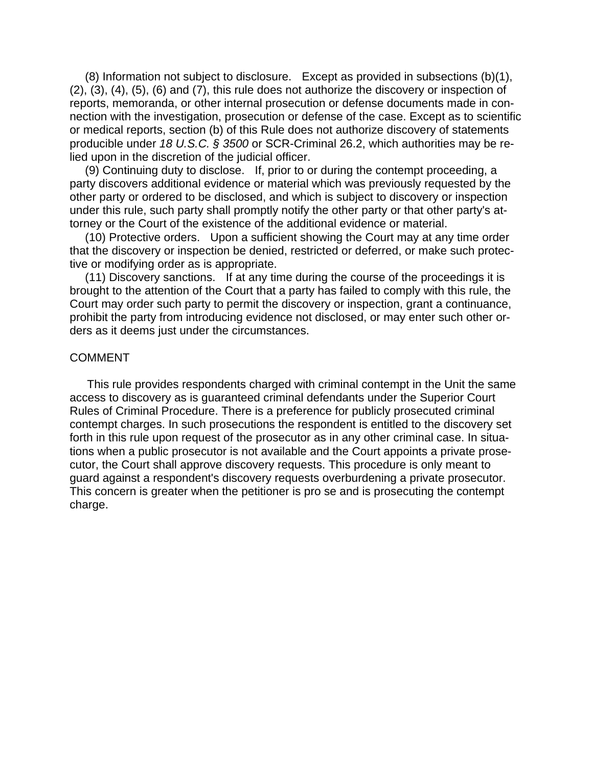(8) Information not subject to disclosure. Except as provided in subsections (b)(1), (2), (3), (4), (5), (6) and (7), this rule does not authorize the discovery or inspection of reports, memoranda, or other internal prosecution or defense documents made in connection with the investigation, prosecution or defense of the case. Except as to scientific or medical reports, section (b) of this Rule does not authorize discovery of statements producible under *18 U.S.C. § 3500* or SCR-Criminal 26.2, which authorities may be relied upon in the discretion of the judicial officer.

(9) Continuing duty to disclose. If, prior to or during the contempt proceeding, a party discovers additional evidence or material which was previously requested by the other party or ordered to be disclosed, and which is subject to discovery or inspection under this rule, such party shall promptly notify the other party or that other party's attorney or the Court of the existence of the additional evidence or material.

(10) Protective orders. Upon a sufficient showing the Court may at any time order that the discovery or inspection be denied, restricted or deferred, or make such protective or modifying order as is appropriate.

(11) Discovery sanctions. If at any time during the course of the proceedings it is brought to the attention of the Court that a party has failed to comply with this rule, the Court may order such party to permit the discovery or inspection, grant a continuance, prohibit the party from introducing evidence not disclosed, or may enter such other orders as it deems just under the circumstances.

COMMENT

This rule provides respondents charged with criminal contempt in the Unit the same access to discovery as is guaranteed criminal defendants under the Superior Court Rules of Criminal Procedure. There is a preference for publicly prosecuted criminal contempt charges. In such prosecutions the respondent is entitled to the discovery set forth in this rule upon request of the prosecutor as in any other criminal case. In situations when a public prosecutor is not available and the Court appoints a private prosecutor, the Court shall approve discovery requests. This procedure is only meant to guard against a respondent's discovery requests overburdening a private prosecutor. This concern is greater when the petitioner is pro se and is prosecuting the contempt charge.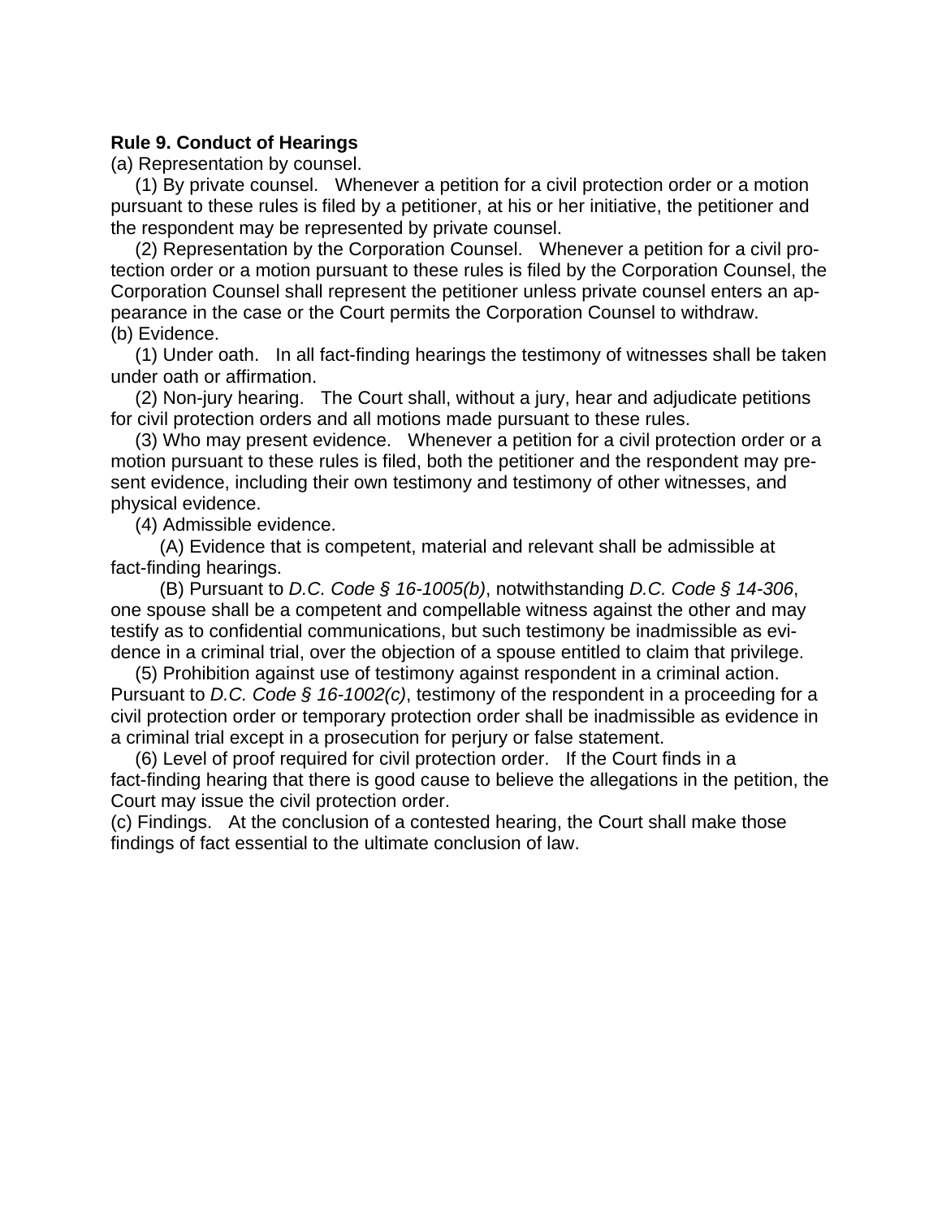**Rule 9. Conduct of Hearings**

(a) Representation by counsel.

(1) By private counsel. Whenever a petition for a civil protection order or a motion pursuant to these rules is filed by a petitioner, at his or her initiative, the petitioner and the respondent may be represented by private counsel.

(2) Representation by the Corporation Counsel. Whenever a petition for a civil protection order or a motion pursuant to these rules is filed by the Corporation Counsel, the Corporation Counsel shall represent the petitioner unless private counsel enters an appearance in the case or the Court permits the Corporation Counsel to withdraw.

(b) Evidence.

(1) Under oath. In all fact-finding hearings the testimony of witnesses shall be taken under oath or affirmation.

(2) Non-jury hearing. The Court shall, without a jury, hear and adjudicate petitions for civil protection orders and all motions made pursuant to these rules.

(3) Who may present evidence. Whenever a petition for a civil protection order or a motion pursuant to these rules is filed, both the petitioner and the respondent may present evidence, including their own testimony and testimony of other witnesses, and physical evidence.

(4) Admissible evidence.

(A) Evidence that is competent, material and relevant shall be admissible at fact-finding hearings.

(B) Pursuant to *D.C. Code § 16-1005(b)*, notwithstanding *D.C. Code § 14-306*, one spouse shall be a competent and compellable witness against the other and may testify as to confidential communications, but such testimony be inadmissible as evidence in a criminal trial, over the objection of a spouse entitled to claim that privilege.

(5) Prohibition against use of testimony against respondent in a criminal action. Pursuant to *D.C. Code § 16-1002(c)*, testimony of the respondent in a proceeding for a civil protection order or temporary protection order shall be inadmissible as evidence in a criminal trial except in a prosecution for perjury or false statement.

(6) Level of proof required for civil protection order. If the Court finds in a fact-finding hearing that there is good cause to believe the allegations in the petition, the Court may issue the civil protection order.

(c) Findings. At the conclusion of a contested hearing, the Court shall make those findings of fact essential to the ultimate conclusion of law.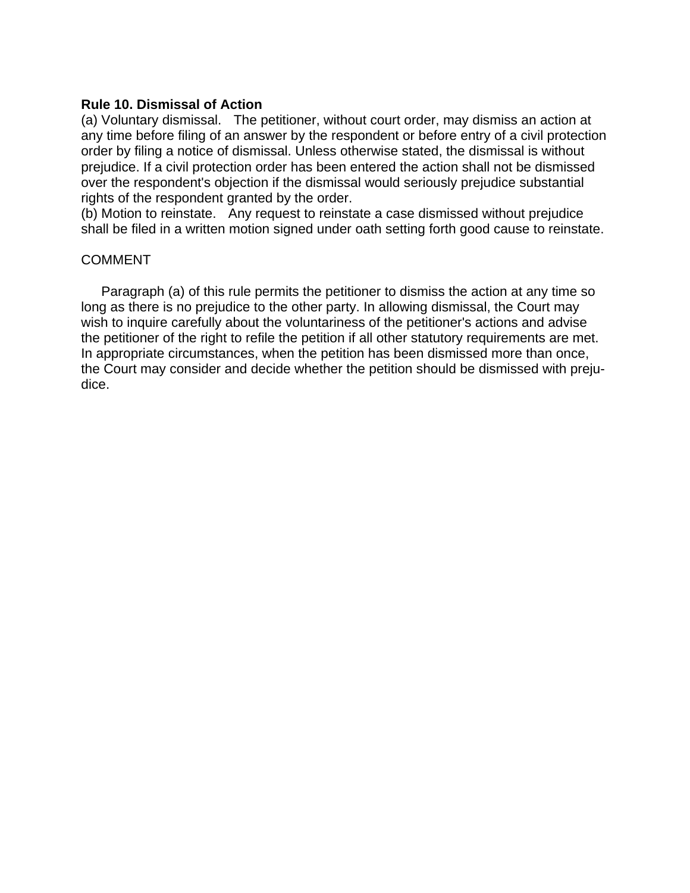**Rule 10. Dismissal of Action**

(a) Voluntary dismissal. The petitioner, without court order, may dismiss an action at any time before filing of an answer by the respondent or before entry of a civil protection order by filing a notice of dismissal. Unless otherwise stated, the dismissal is without prejudice. If a civil protection order has been entered the action shall not be dismissed over the respondent's objection if the dismissal would seriously prejudice substantial rights of the respondent granted by the order.

(b) Motion to reinstate. Any request to reinstate a case dismissed without prejudice shall be filed in a written motion signed under oath setting forth good cause to reinstate.

COMMENT

Paragraph (a) of this rule permits the petitioner to dismiss the action at any time so long as there is no prejudice to the other party. In allowing dismissal, the Court may wish to inquire carefully about the voluntariness of the petitioner's actions and advise the petitioner of the right to refile the petition if all other statutory requirements are met. In appropriate circumstances, when the petition has been dismissed more than once, the Court may consider and decide whether the petition should be dismissed with prejudice.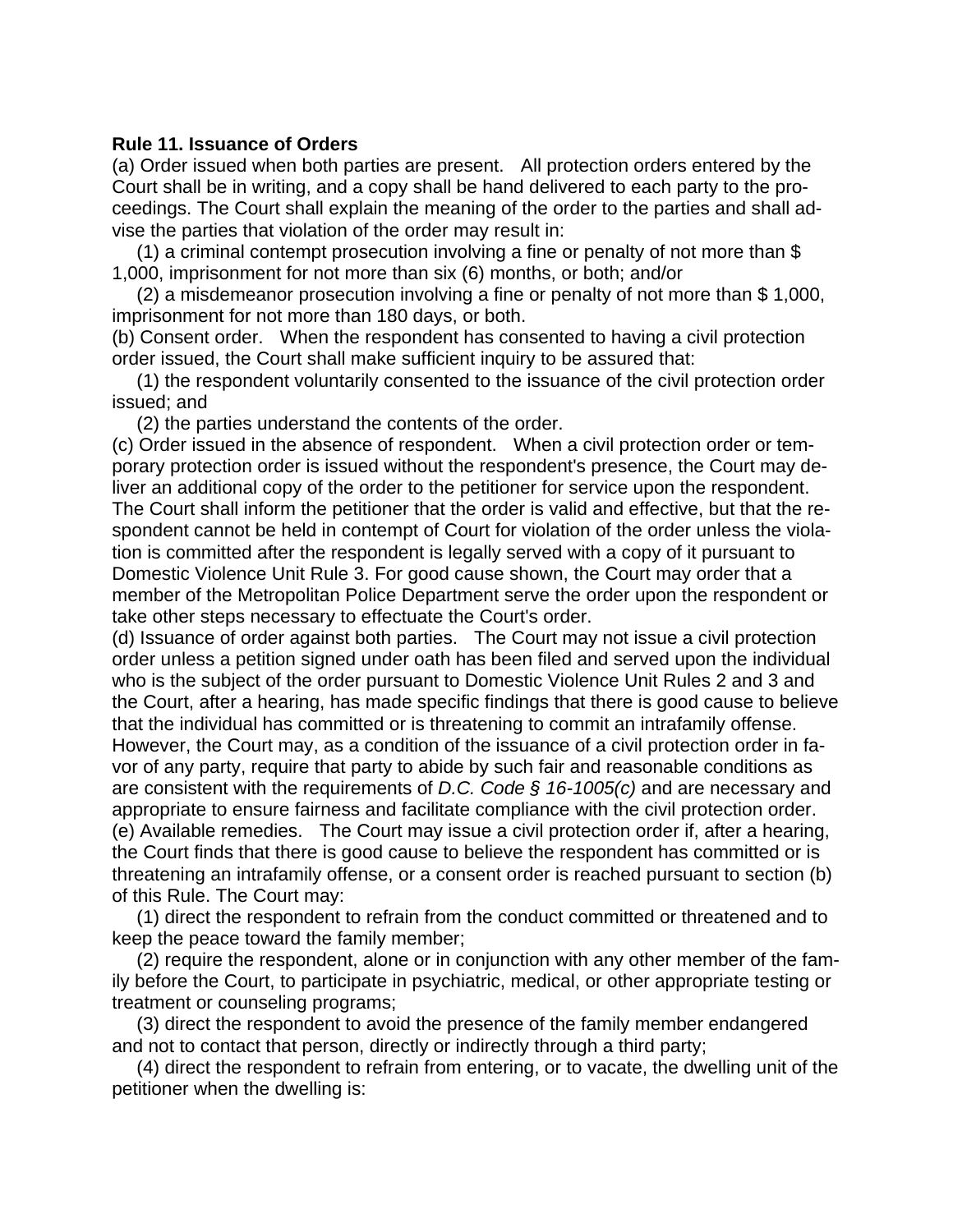**Rule 11. Issuance of Orders**

(a) Order issued when both parties are present. All protection orders entered by the Court shall be in writing, and a copy shall be hand delivered to each party to the proceedings. The Court shall explain the meaning of the order to the parties and shall advise the parties that violation of the order may result in:

(1) a criminal contempt prosecution involving a fine or penalty of not more than $ 1,000, imprisonment for not more than six (6) months, or both; and/or

(2) a misdemeanor prosecution involving a fine or penalty of not more than $ 1,000, imprisonment for not more than 180 days, or both.

(b) Consent order. When the respondent has consented to having a civil protection order issued, the Court shall make sufficient inquiry to be assured that:

(1) the respondent voluntarily consented to the issuance of the civil protection order issued; and

(2) the parties understand the contents of the order.

(c) Order issued in the absence of respondent. When a civil protection order or temporary protection order is issued without the respondent's presence, the Court may deliver an additional copy of the order to the petitioner for service upon the respondent. The Court shall inform the petitioner that the order is valid and effective, but that the respondent cannot be held in contempt of Court for violation of the order unless the violation is committed after the respondent is legally served with a copy of it pursuant to Domestic Violence Unit Rule 3. For good cause shown, the Court may order that a member of the Metropolitan Police Department serve the order upon the respondent or take other steps necessary to effectuate the Court's order.

(d) Issuance of order against both parties. The Court may not issue a civil protection order unless a petition signed under oath has been filed and served upon the individual who is the subject of the order pursuant to Domestic Violence Unit Rules 2 and 3 and the Court, after a hearing, has made specific findings that there is good cause to believe that the individual has committed or is threatening to commit an intrafamily offense. However, the Court may, as a condition of the issuance of a civil protection order in favor of any party, require that party to abide by such fair and reasonable conditions as are consistent with the requirements of *D.C. Code § 16-1005(c)* and are necessary and appropriate to ensure fairness and facilitate compliance with the civil protection order.

(e) Available remedies. The Court may issue a civil protection order if, after a hearing, the Court finds that there is good cause to believe the respondent has committed or is threatening an intrafamily offense, or a consent order is reached pursuant to section (b) of this Rule. The Court may:

(1) direct the respondent to refrain from the conduct committed or threatened and to keep the peace toward the family member;

(2) require the respondent, alone or in conjunction with any other member of the family before the Court, to participate in psychiatric, medical, or other appropriate testing or treatment or counseling programs;

(3) direct the respondent to avoid the presence of the family member endangered and not to contact that person, directly or indirectly through a third party;

(4) direct the respondent to refrain from entering, or to vacate, the dwelling unit of the petitioner when the dwelling is: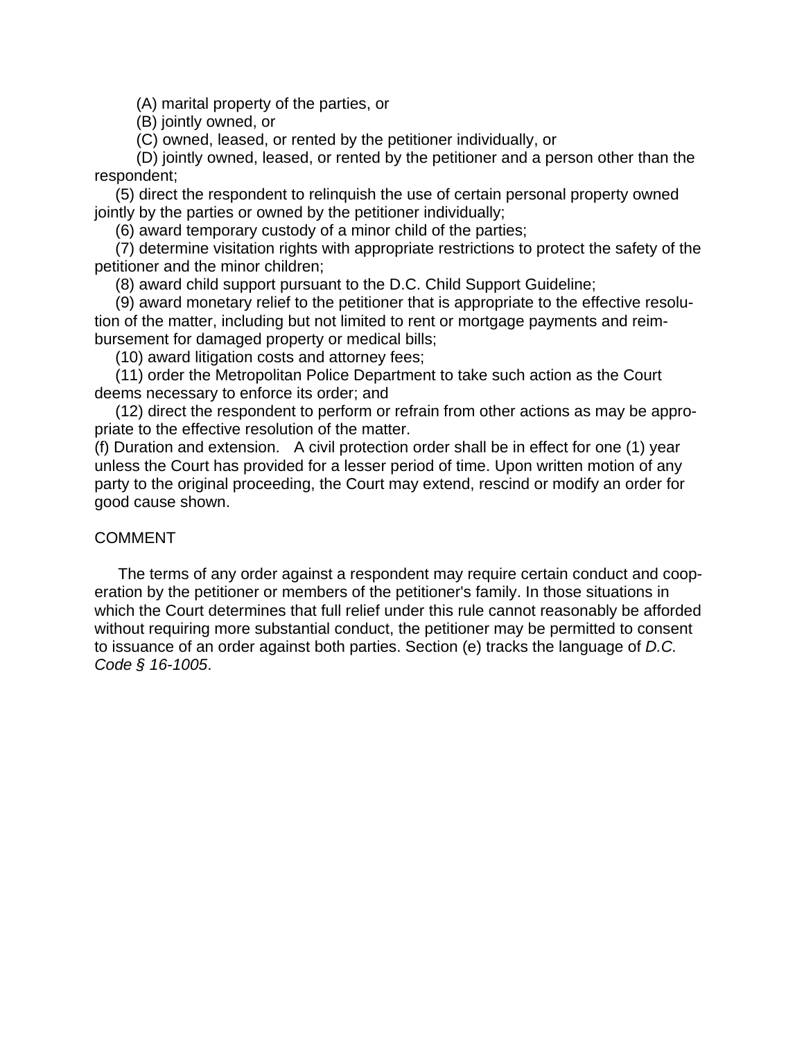(A) marital property of the parties, or

(B) jointly owned, or

(C) owned, leased, or rented by the petitioner individually, or

(D) jointly owned, leased, or rented by the petitioner and a person other than the respondent;

(5) direct the respondent to relinquish the use of certain personal property owned jointly by the parties or owned by the petitioner individually;

(6) award temporary custody of a minor child of the parties;

(7) determine visitation rights with appropriate restrictions to protect the safety of the petitioner and the minor children;

(8) award child support pursuant to the D.C. Child Support Guideline;

(9) award monetary relief to the petitioner that is appropriate to the effective resolution of the matter, including but not limited to rent or mortgage payments and reimbursement for damaged property or medical bills;

(10) award litigation costs and attorney fees;

(11) order the Metropolitan Police Department to take such action as the Court deems necessary to enforce its order; and

(12) direct the respondent to perform or refrain from other actions as may be appropriate to the effective resolution of the matter.

(f) Duration and extension. A civil protection order shall be in effect for one (1) year unless the Court has provided for a lesser period of time. Upon written motion of any party to the original proceeding, the Court may extend, rescind or modify an order for good cause shown.

COMMENT

The terms of any order against a respondent may require certain conduct and cooperation by the petitioner or members of the petitioner's family. In those situations in which the Court determines that full relief under this rule cannot reasonably be afforded without requiring more substantial conduct, the petitioner may be permitted to consent to issuance of an order against both parties. Section (e) tracks the language of *D.C. Code § 16-1005*.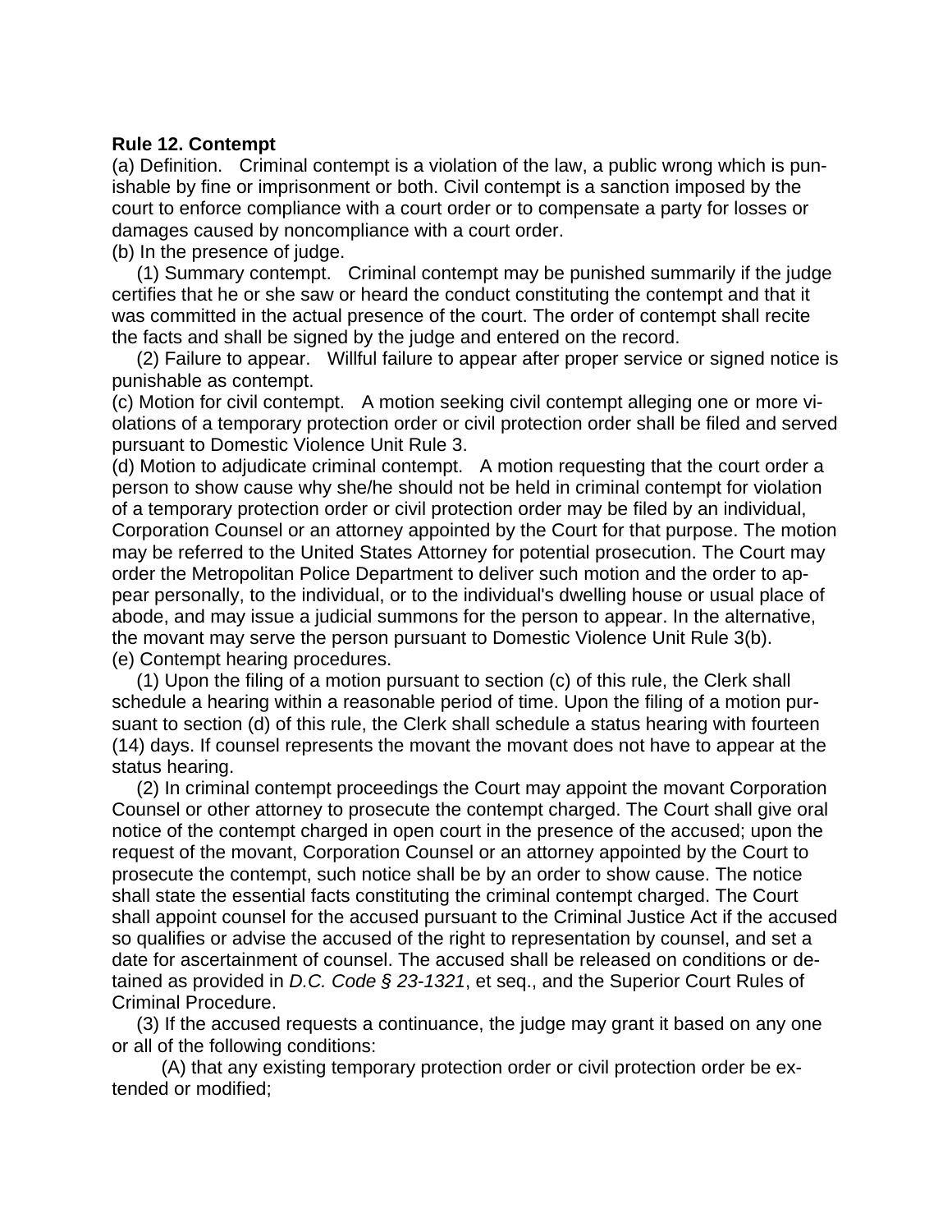**Rule 12. Contempt**

(a) Definition. Criminal contempt is a violation of the law, a public wrong which is punishable by fine or imprisonment or both. Civil contempt is a sanction imposed by the court to enforce compliance with a court order or to compensate a party for losses or damages caused by noncompliance with a court order.

(b) In the presence of judge.

(1) Summary contempt. Criminal contempt may be punished summarily if the judge certifies that he or she saw or heard the conduct constituting the contempt and that it was committed in the actual presence of the court. The order of contempt shall recite the facts and shall be signed by the judge and entered on the record.

(2) Failure to appear. Willful failure to appear after proper service or signed notice is punishable as contempt.

(c) Motion for civil contempt. A motion seeking civil contempt alleging one or more violations of a temporary protection order or civil protection order shall be filed and served pursuant to Domestic Violence Unit Rule 3.

(d) Motion to adjudicate criminal contempt. A motion requesting that the court order a person to show cause why she/he should not be held in criminal contempt for violation of a temporary protection order or civil protection order may be filed by an individual, Corporation Counsel or an attorney appointed by the Court for that purpose. The motion may be referred to the United States Attorney for potential prosecution. The Court may order the Metropolitan Police Department to deliver such motion and the order to appear personally, to the individual, or to the individual's dwelling house or usual place of abode, and may issue a judicial summons for the person to appear. In the alternative, the movant may serve the person pursuant to Domestic Violence Unit Rule 3(b).

(e) Contempt hearing procedures.

(1) Upon the filing of a motion pursuant to section (c) of this rule, the Clerk shall schedule a hearing within a reasonable period of time. Upon the filing of a motion pursuant to section (d) of this rule, the Clerk shall schedule a status hearing with fourteen (14) days. If counsel represents the movant the movant does not have to appear at the status hearing.

(2) In criminal contempt proceedings the Court may appoint the movant Corporation Counsel or other attorney to prosecute the contempt charged. The Court shall give oral notice of the contempt charged in open court in the presence of the accused; upon the request of the movant, Corporation Counsel or an attorney appointed by the Court to prosecute the contempt, such notice shall be by an order to show cause. The notice shall state the essential facts constituting the criminal contempt charged. The Court shall appoint counsel for the accused pursuant to the Criminal Justice Act if the accused so qualifies or advise the accused of the right to representation by counsel, and set a date for ascertainment of counsel. The accused shall be released on conditions or detained as provided in *D.C. Code § 23-1321*, et seq., and the Superior Court Rules of Criminal Procedure.

(3) If the accused requests a continuance, the judge may grant it based on any one or all of the following conditions:

(A) that any existing temporary protection order or civil protection order be extended or modified;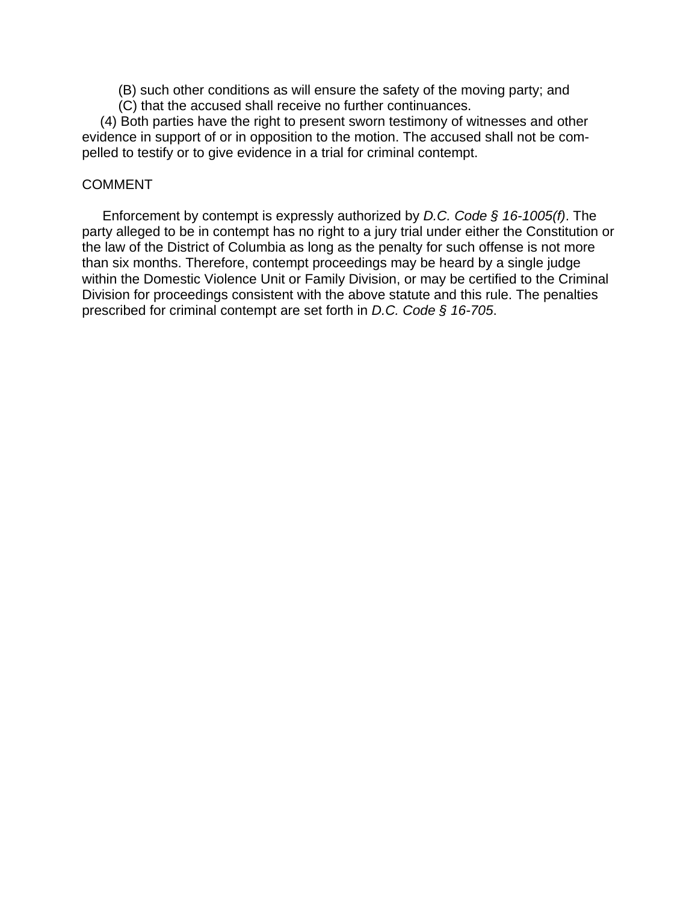(B) such other conditions as will ensure the safety of the moving party; and

(C) that the accused shall receive no further continuances.

(4) Both parties have the right to present sworn testimony of witnesses and other evidence in support of or in opposition to the motion. The accused shall not be compelled to testify or to give evidence in a trial for criminal contempt.

COMMENT

Enforcement by contempt is expressly authorized by *D.C. Code § 16-1005(f)*. The party alleged to be in contempt has no right to a jury trial under either the Constitution or the law of the District of Columbia as long as the penalty for such offense is not more than six months. Therefore, contempt proceedings may be heard by a single judge within the Domestic Violence Unit or Family Division, or may be certified to the Criminal Division for proceedings consistent with the above statute and this rule. The penalties prescribed for criminal contempt are set forth in *D.C. Code § 16-705*.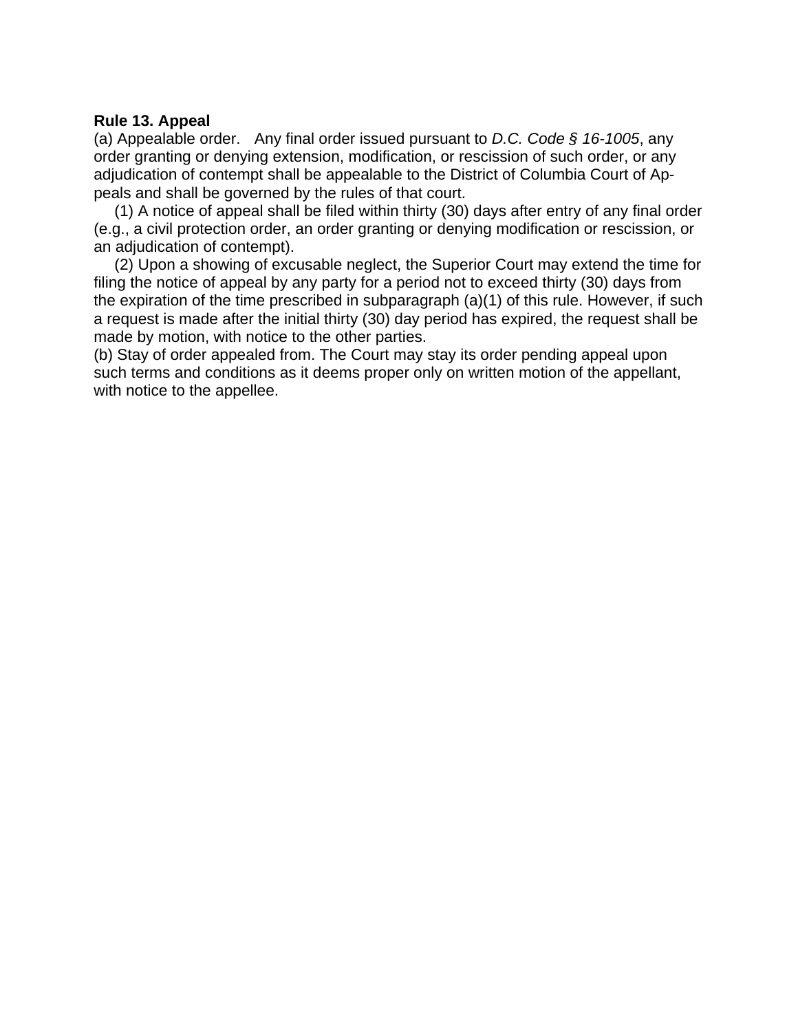**Rule 13. Appeal**

(a) Appealable order. Any final order issued pursuant to *D.C. Code § 16-1005*, any order granting or denying extension, modification, or rescission of such order, or any adjudication of contempt shall be appealable to the District of Columbia Court of Appeals and shall be governed by the rules of that court.

(1) A notice of appeal shall be filed within thirty (30) days after entry of any final order (e.g., a civil protection order, an order granting or denying modification or rescission, or an adjudication of contempt).

(2) Upon a showing of excusable neglect, the Superior Court may extend the time for filing the notice of appeal by any party for a period not to exceed thirty (30) days from the expiration of the time prescribed in subparagraph (a)(1) of this rule. However, if such a request is made after the initial thirty (30) day period has expired, the request shall be made by motion, with notice to the other parties.

(b) Stay of order appealed from. The Court may stay its order pending appeal upon such terms and conditions as it deems proper only on written motion of the appellant, with notice to the appellee.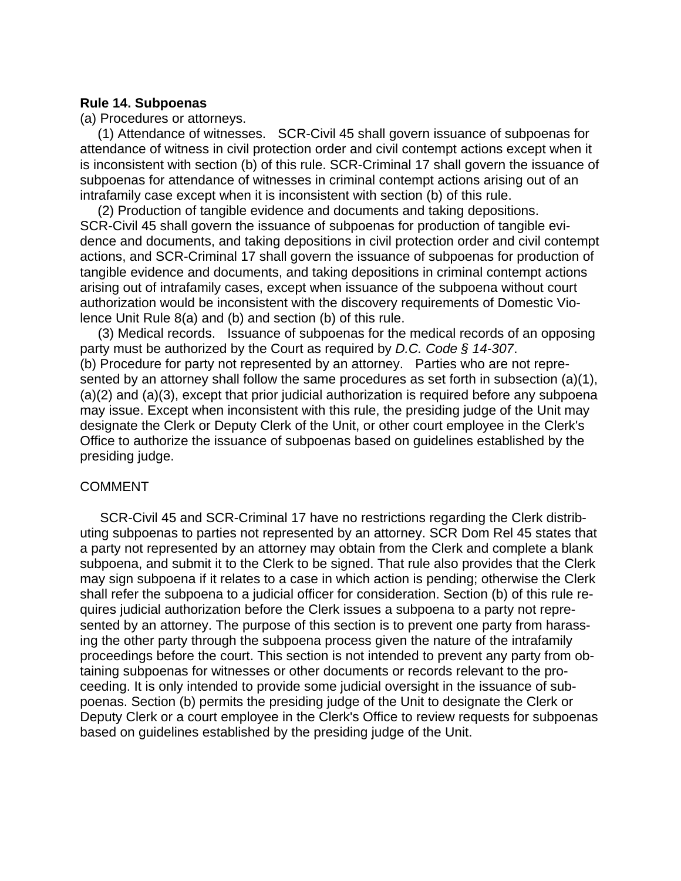**Rule 14. Subpoenas**

(a) Procedures or attorneys.

(1) Attendance of witnesses. SCR-Civil 45 shall govern issuance of subpoenas for attendance of witness in civil protection order and civil contempt actions except when it is inconsistent with section (b) of this rule. SCR-Criminal 17 shall govern the issuance of subpoenas for attendance of witnesses in criminal contempt actions arising out of an intrafamily case except when it is inconsistent with section (b) of this rule.

(2) Production of tangible evidence and documents and taking depositions. SCR-Civil 45 shall govern the issuance of subpoenas for production of tangible evidence and documents, and taking depositions in civil protection order and civil contempt actions, and SCR-Criminal 17 shall govern the issuance of subpoenas for production of tangible evidence and documents, and taking depositions in criminal contempt actions arising out of intrafamily cases, except when issuance of the subpoena without court authorization would be inconsistent with the discovery requirements of Domestic Violence Unit Rule 8(a) and (b) and section (b) of this rule.

(3) Medical records. Issuance of subpoenas for the medical records of an opposing party must be authorized by the Court as required by *D.C. Code § 14-307*.

(b) Procedure for party not represented by an attorney. Parties who are not represented by an attorney shall follow the same procedures as set forth in subsection (a)(1), (a)(2) and (a)(3), except that prior judicial authorization is required before any subpoena may issue. Except when inconsistent with this rule, the presiding judge of the Unit may designate the Clerk or Deputy Clerk of the Unit, or other court employee in the Clerk's Office to authorize the issuance of subpoenas based on guidelines established by the presiding judge.

COMMENT

SCR-Civil 45 and SCR-Criminal 17 have no restrictions regarding the Clerk distributing subpoenas to parties not represented by an attorney. SCR Dom Rel 45 states that a party not represented by an attorney may obtain from the Clerk and complete a blank subpoena, and submit it to the Clerk to be signed. That rule also provides that the Clerk may sign subpoena if it relates to a case in which action is pending; otherwise the Clerk shall refer the subpoena to a judicial officer for consideration. Section (b) of this rule requires judicial authorization before the Clerk issues a subpoena to a party not represented by an attorney. The purpose of this section is to prevent one party from harassing the other party through the subpoena process given the nature of the intrafamily proceedings before the court. This section is not intended to prevent any party from obtaining subpoenas for witnesses or other documents or records relevant to the proceeding. It is only intended to provide some judicial oversight in the issuance of subpoenas. Section (b) permits the presiding judge of the Unit to designate the Clerk or Deputy Clerk or a court employee in the Clerk's Office to review requests for subpoenas based on guidelines established by the presiding judge of the Unit.